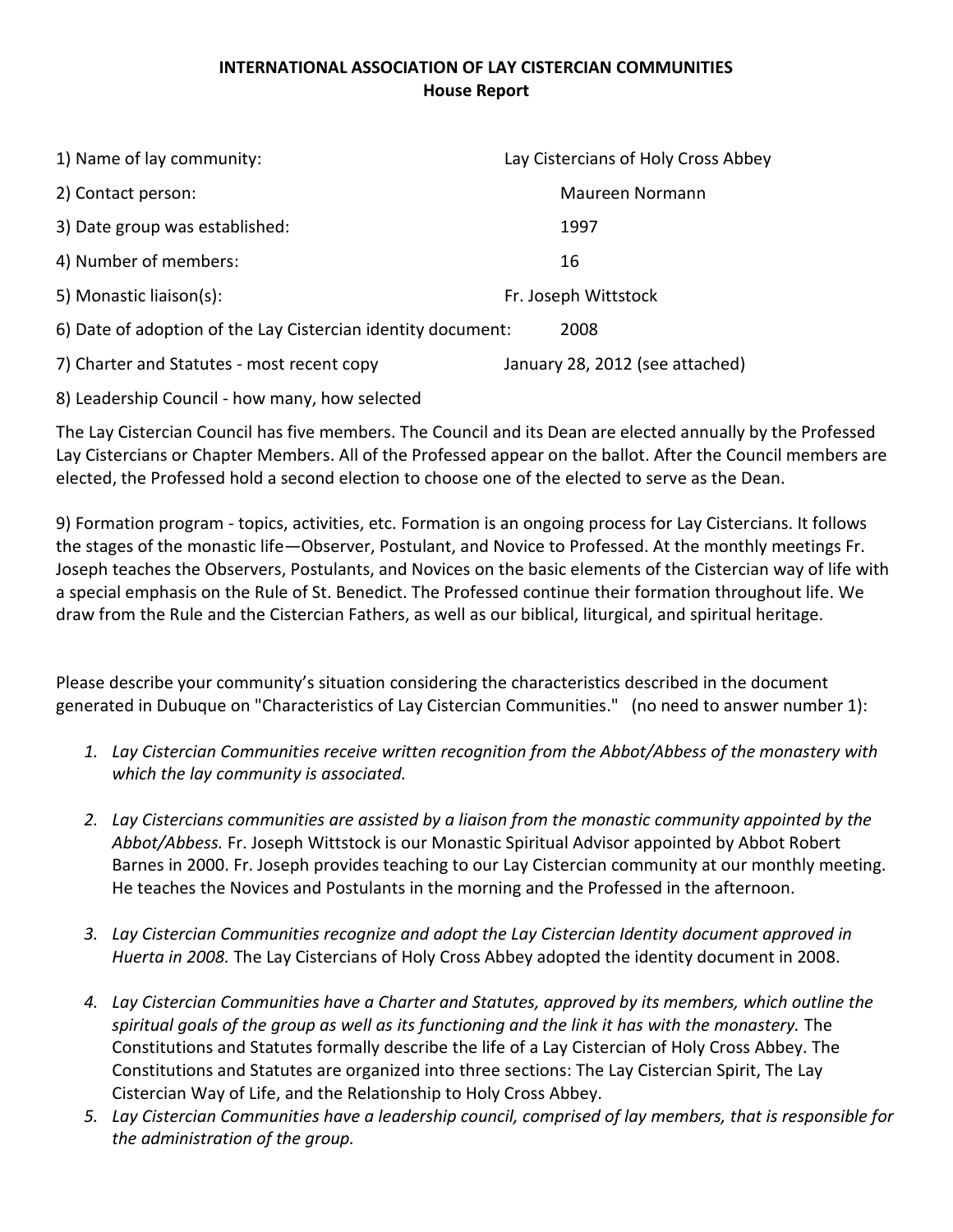**INTERNATIONAL ASSOCIATION OF LAY CISTERCIAN COMMUNITIES**
**House Report**

1) Name of lay community: Lay Cistercians of Holy Cross Abbey

2) Contact person: Maureen Normann

3) Date group was established: 1997

4) Number of members: 16

5) Monastic liaison(s): Fr. Joseph Wittstock

6) Date of adoption of the Lay Cistercian identity document: 2008

7) Charter and Statutes - most recent copy January 28, 2012 (see attached)

8) Leadership Council - how many, how selected

The Lay Cistercian Council has five members. The Council and its Dean are elected annually by the Professed Lay Cistercians or Chapter Members. All of the Professed appear on the ballot. After the Council members are elected, the Professed hold a second election to choose one of the elected to serve as the Dean.

9) Formation program - topics, activities, etc. Formation is an ongoing process for Lay Cistercians. It follows the stages of the monastic life—Observer, Postulant, and Novice to Professed. At the monthly meetings Fr. Joseph teaches the Observers, Postulants, and Novices on the basic elements of the Cistercian way of life with a special emphasis on the Rule of St. Benedict. The Professed continue their formation throughout life. We draw from the Rule and the Cistercian Fathers, as well as our biblical, liturgical, and spiritual heritage.

Please describe your community's situation considering the characteristics described in the document generated in Dubuque on "Characteristics of Lay Cistercian Communities." (no need to answer number 1):

1. *Lay Cistercian Communities receive written recognition from the Abbot/Abbess of the monastery with which the lay community is associated.*

2. *Lay Cistercians communities are assisted by a liaison from the monastic community appointed by the Abbot/Abbess.* Fr. Joseph Wittstock is our Monastic Spiritual Advisor appointed by Abbot Robert Barnes in 2000. Fr. Joseph provides teaching to our Lay Cistercian community at our monthly meeting. He teaches the Novices and Postulants in the morning and the Professed in the afternoon.

3. *Lay Cistercian Communities recognize and adopt the Lay Cistercian Identity document approved in Huerta in 2008.* The Lay Cistercians of Holy Cross Abbey adopted the identity document in 2008.

4. *Lay Cistercian Communities have a Charter and Statutes, approved by its members, which outline the spiritual goals of the group as well as its functioning and the link it has with the monastery.* The Constitutions and Statutes formally describe the life of a Lay Cistercian of Holy Cross Abbey. The Constitutions and Statutes are organized into three sections: The Lay Cistercian Spirit, The Lay Cistercian Way of Life, and the Relationship to Holy Cross Abbey.

5. *Lay Cistercian Communities have a leadership council, comprised of lay members, that is responsible for the administration of the group.*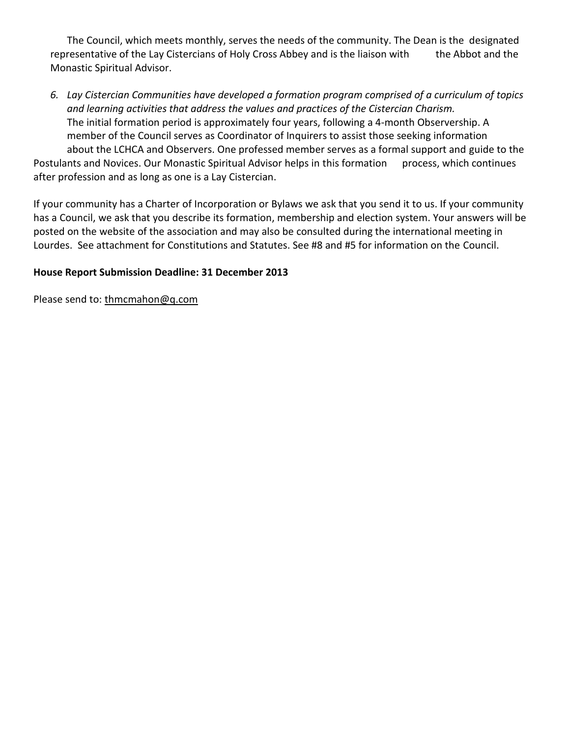The Council, which meets monthly, serves the needs of the community. The Dean is the designated representative of the Lay Cistercians of Holy Cross Abbey and is the liaison with the Abbot and the Monastic Spiritual Advisor.

6. *Lay Cistercian Communities have developed a formation program comprised of a curriculum of topics and learning activities that address the values and practices of the Cistercian Charism.*
   The initial formation period is approximately four years, following a 4-month Observership. A member of the Council serves as Coordinator of Inquirers to assist those seeking information about the LCHCA and Observers. One professed member serves as a formal support and guide to the Postulants and Novices. Our Monastic Spiritual Advisor helps in this formation process, which continues after profession and as long as one is a Lay Cistercian.

If your community has a Charter of Incorporation or Bylaws we ask that you send it to us. If your community has a Council, we ask that you describe its formation, membership and election system. Your answers will be posted on the website of the association and may also be consulted during the international meeting in Lourdes. See attachment for Constitutions and Statutes. See #8 and #5 for information on the Council.

**House Report Submission Deadline: 31 December 2013**

Please send to: thmcmahon@q.com